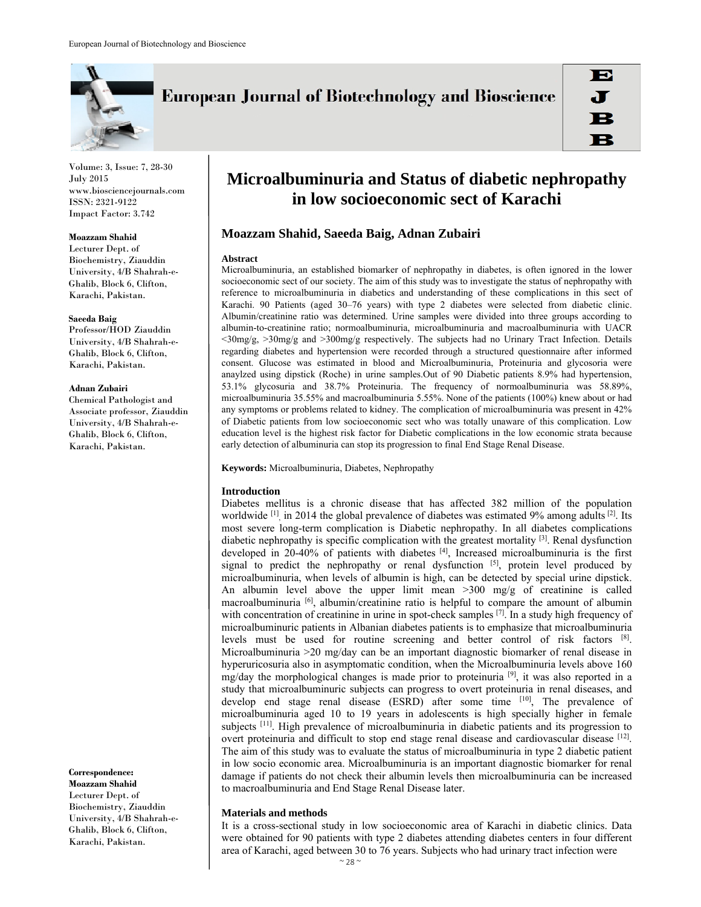# Microalbuminuria and Status of diabetic nephropathy in low socioeconomic sect of Karachi

**Moazzam Shahid, Saeeda Baig, Adnan Zubairi**

**Moazzam Shahid**
Lecturer Dept. of Biochemistry, Ziauddin University, 4/B Shahrah-e-Ghalib, Block 6, Clifton, Karachi, Pakistan.

**Saeeda Baig**
Professor/HOD Ziauddin University, 4/B Shahrah-e-Ghalib, Block 6, Clifton, Karachi, Pakistan.

**Adnan Zubairi**
Chemical Pathologist and Associate professor, Ziauddin University, 4/B Shahrah-e-Ghalib, Block 6, Clifton, Karachi, Pakistan.

**Correspondence:**
**Moazzam Shahid**
Lecturer Dept. of Biochemistry, Ziauddin University, 4/B Shahrah-e-Ghalib, Block 6, Clifton, Karachi, Pakistan.

### Abstract

Microalbuminuria, an established biomarker of nephropathy in diabetes, is often ignored in the lower socioeconomic sect of our society. The aim of this study was to investigate the status of nephropathy with reference to microalbuminuria in diabetics and understanding of these complications in this sect of Karachi. 90 Patients (aged 30–76 years) with type 2 diabetes were selected from diabetic clinic. Albumin/creatinine ratio was determined. Urine samples were divided into three groups according to albumin-to-creatinine ratio; normoalbuminuria, microalbuminuria and macroalbuminuria with UACR <30mg/g, >30mg/g and >300mg/g respectively. The subjects had no Urinary Tract Infection. Details regarding diabetes and hypertension were recorded through a structured questionnaire after informed consent. Glucose was estimated in blood and Microalbuminuria, Proteinuria and glycosoria were anaylzed using dipstick (Roche) in urine samples.Out of 90 Diabetic patients 8.9% had hypertension, 53.1% glycosuria and 38.7% Proteinuria. The frequency of normoalbuminuria was 58.89%, microalbuminuria 35.55% and macroalbuminuria 5.55%. None of the patients (100%) knew about or had any symptoms or problems related to kidney. The complication of microalbuminuria was present in 42% of Diabetic patients from low socioeconomic sect who was totally unaware of this complication. Low education level is the highest risk factor for Diabetic complications in the low economic strata because early detection of albuminuria can stop its progression to final End Stage Renal Disease.

**Keywords:** Microalbuminuria, Diabetes, Nephropathy

### Introduction

Diabetes mellitus is a chronic disease that has affected 382 million of the population worldwide [1], in 2014 the global prevalence of diabetes was estimated 9% among adults [2]. Its most severe long-term complication is Diabetic nephropathy. In all diabetes complications diabetic nephropathy is specific complication with the greatest mortality [3]. Renal dysfunction developed in 20-40% of patients with diabetes [4], Increased microalbuminuria is the first signal to predict the nephropathy or renal dysfunction [5], protein level produced by microalbuminuria, when levels of albumin is high, can be detected by special urine dipstick. An albumin level above the upper limit mean >300 mg/g of creatinine is called macroalbuminuria [6], albumin/creatinine ratio is helpful to compare the amount of albumin with concentration of creatinine in urine in spot-check samples [7]. In a study high frequency of microalbuminuric patients in Albanian diabetes patients is to emphasize that microalbuminuria levels must be used for routine screening and better control of risk factors [8]. Microalbuminuria >20 mg/day can be an important diagnostic biomarker of renal disease in hyperuricosuria also in asymptomatic condition, when the Microalbuminuria levels above 160 mg/day the morphological changes is made prior to proteinuria [9], it was also reported in a study that microalbuminuric subjects can progress to overt proteinuria in renal diseases, and develop end stage renal disease (ESRD) after some time [10], The prevalence of microalbuminuria aged 10 to 19 years in adolescents is high specially higher in female subjects [11]. High prevalence of microalbuminuria in diabetic patients and its progression to overt proteinuria and difficult to stop end stage renal disease and cardiovascular disease [12]. The aim of this study was to evaluate the status of microalbuminuria in type 2 diabetic patient in low socio economic area. Microalbuminuria is an important diagnostic biomarker for renal damage if patients do not check their albumin levels then microalbuminuria can be increased to macroalbuminuria and End Stage Renal Disease later.

### Materials and methods

It is a cross-sectional study in low socioeconomic area of Karachi in diabetic clinics. Data were obtained for 90 patients with type 2 diabetes attending diabetes centers in four different area of Karachi, aged between 30 to 76 years. Subjects who had urinary tract infection were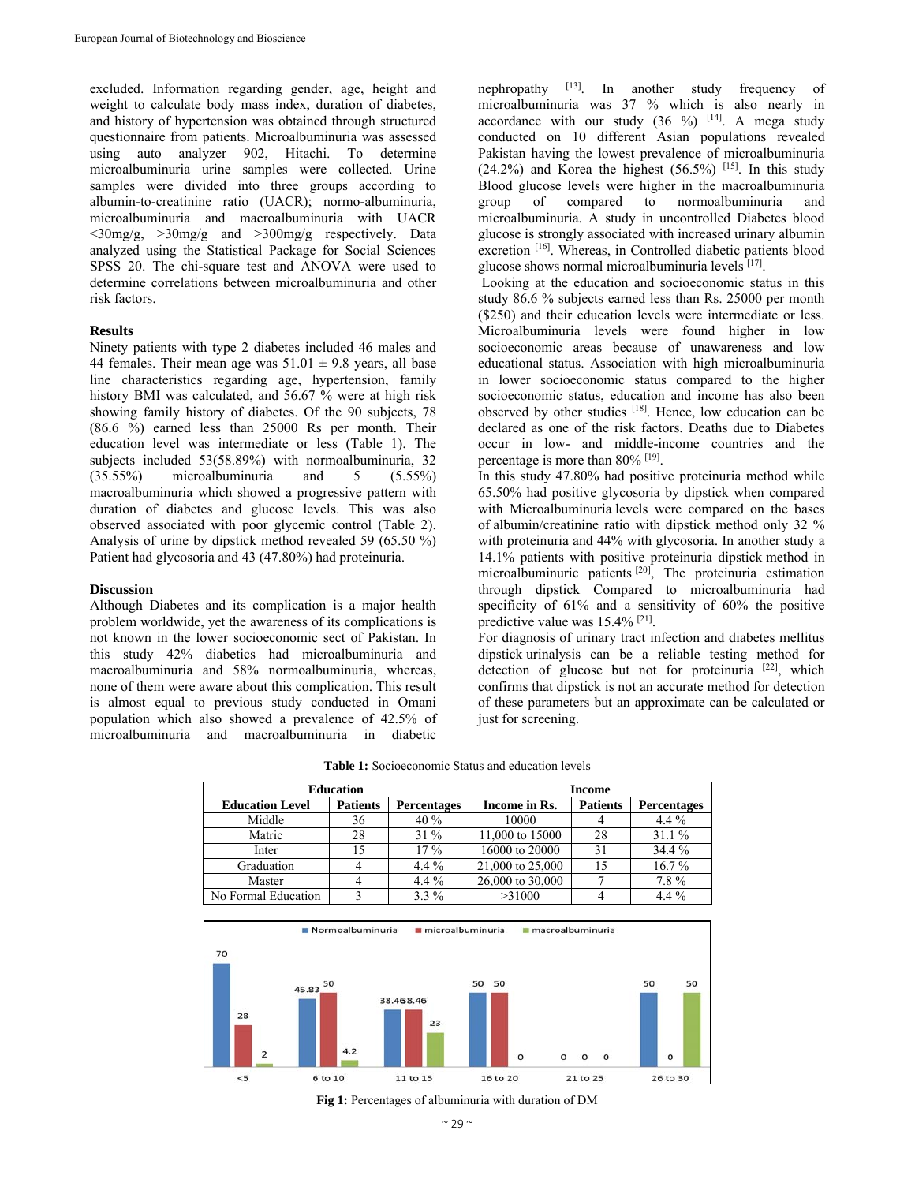excluded. Information regarding gender, age, height and weight to calculate body mass index, duration of diabetes, and history of hypertension was obtained through structured questionnaire from patients. Microalbuminuria was assessed using auto analyzer 902, Hitachi. To determine microalbuminuria urine samples were collected. Urine samples were divided into three groups according to albumin-to-creatinine ratio (UACR); normo-albuminuria, microalbuminuria and macroalbuminuria with UACR <30mg/g, >30mg/g and >300mg/g respectively. Data analyzed using the Statistical Package for Social Sciences SPSS 20. The chi-square test and ANOVA were used to determine correlations between microalbuminuria and other risk factors.

### Results

Ninety patients with type 2 diabetes included 46 males and 44 females. Their mean age was 51.01 ± 9.8 years, all base line characteristics regarding age, hypertension, family history BMI was calculated, and 56.67 % were at high risk showing family history of diabetes. Of the 90 subjects, 78 (86.6 %) earned less than 25000 Rs per month. Their education level was intermediate or less (Table 1). The subjects included 53(58.89%) with normoalbuminuria, 32 (35.55%) microalbuminuria and 5 (5.55%) macroalbuminuria which showed a progressive pattern with duration of diabetes and glucose levels. This was also observed associated with poor glycemic control (Table 2). Analysis of urine by dipstick method revealed 59 (65.50 %) Patient had glycosoria and 43 (47.80%) had proteinuria.

### Discussion

Although Diabetes and its complication is a major health problem worldwide, yet the awareness of its complications is not known in the lower socioeconomic sect of Pakistan. In this study 42% diabetics had microalbuminuria and macroalbuminuria and 58% normoalbuminuria, whereas, none of them were aware about this complication. This result is almost equal to previous study conducted in Omani population which also showed a prevalence of 42.5% of microalbuminuria and macroalbuminuria in diabetic nephropathy [13]. In another study frequency of microalbuminuria was 37 % which is also nearly in accordance with our study (36 %) [14]. A mega study conducted on 10 different Asian populations revealed Pakistan having the lowest prevalence of microalbuminuria (24.2%) and Korea the highest (56.5%) [15]. In this study Blood glucose levels were higher in the macroalbuminuria group of compared to normoalbuminuria and microalbuminuria. A study in uncontrolled Diabetes blood glucose is strongly associated with increased urinary albumin excretion [16]. Whereas, in Controlled diabetic patients blood glucose shows normal microalbuminuria levels [17].

Looking at the education and socioeconomic status in this study 86.6 % subjects earned less than Rs. 25000 per month ($250) and their education levels were intermediate or less. Microalbuminuria levels were found higher in low socioeconomic areas because of unawareness and low educational status. Association with high microalbuminuria in lower socioeconomic status compared to the higher socioeconomic status, education and income has also been observed by other studies [18]. Hence, low education can be declared as one of the risk factors. Deaths due to Diabetes occur in low- and middle-income countries and the percentage is more than 80% [19].

In this study 47.80% had positive proteinuria method while 65.50% had positive glycosoria by dipstick when compared with Microalbuminuria levels were compared on the bases of albumin/creatinine ratio with dipstick method only 32 % with proteinuria and 44% with glycosoria. In another study a 14.1% patients with positive proteinuria dipstick method in microalbuminuric patients [20], The proteinuria estimation through dipstick Compared to microalbuminuria had specificity of 61% and a sensitivity of 60% the positive predictive value was 15.4% [21].

For diagnosis of urinary tract infection and diabetes mellitus dipstick urinalysis can be a reliable testing method for detection of glucose but not for proteinuria [22], which confirms that dipstick is not an accurate method for detection of these parameters but an approximate can be calculated or just for screening.

**Table 1:** Socioeconomic Status and education levels

| Education | | | Income | | |
|---|---|---|---|---|---|
| **Education Level** | **Patients** | **Percentages** | **Income in Rs.** | **Patients** | **Percentages** |
| Middle | 36 | 40 % | 10000 | 4 | 4.4 % |
| Matric | 28 | 31 % | 11,000 to 15000 | 28 | 31.1 % |
| Inter | 15 | 17 % | 16000 to 20000 | 31 | 34.4 % |
| Graduation | 4 | 4.4 % | 21,000 to 25,000 | 15 | 16.7 % |
| Master | 4 | 4.4 % | 26,000 to 30,000 | 7 | 7.8 % |
| No Formal Education | 3 | 3.3 % | >31000 | 4 | 4.4 % |

**Fig 1:** Percentages of albuminuria with duration of DM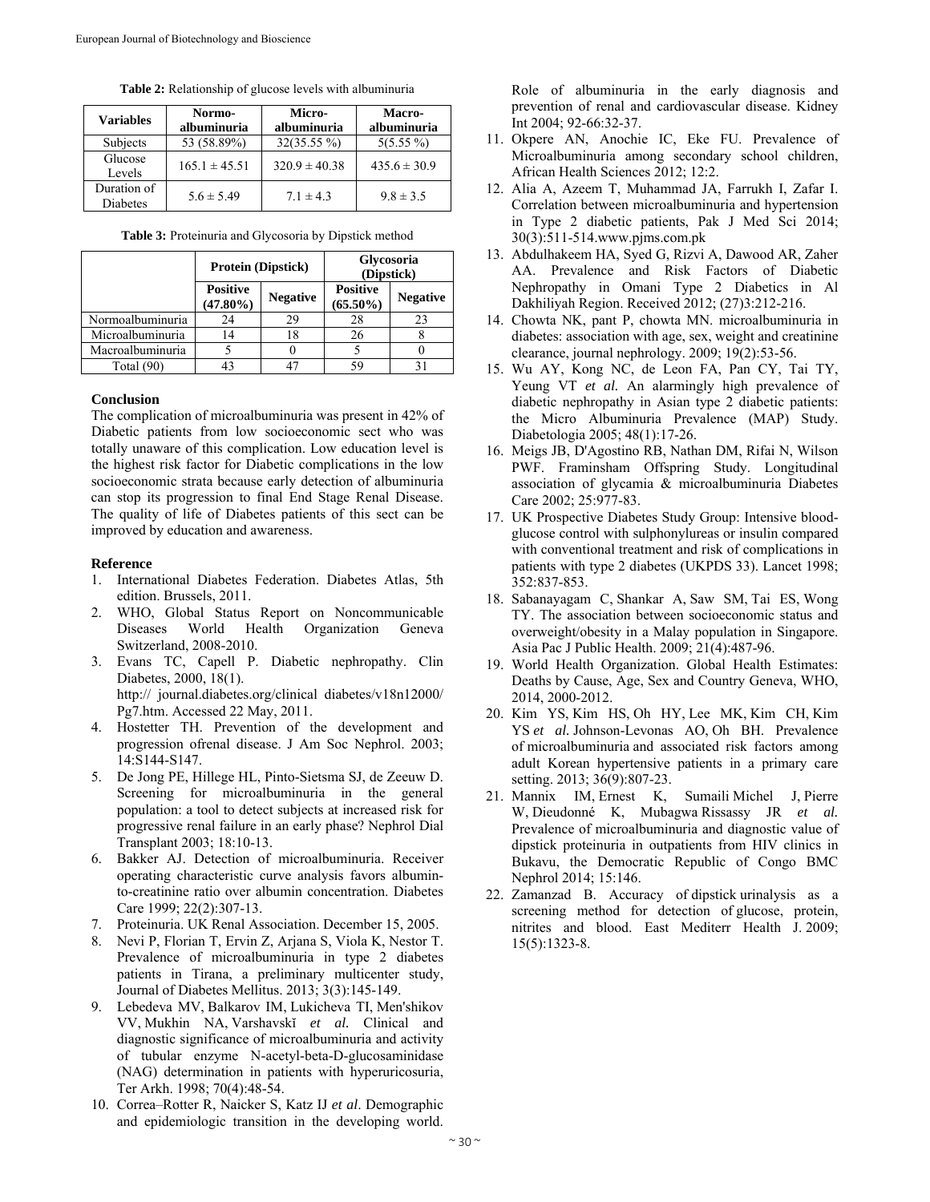**Table 2:** Relationship of glucose levels with albuminuria

| Variables | Normo-albuminuria | Micro-albuminuria | Macro-albuminuria |
|---|---|---|---|
| Subjects | 53 (58.89%) | 32(35.55 %) | 5(5.55 %) |
| Glucose Levels | $165.1 \pm 45.51$ | $320.9 \pm 40.38$ | $435.6 \pm 30.9$ |
| Duration of Diabetes | $5.6 \pm 5.49$ | $7.1 \pm 4.3$ | $9.8 \pm 3.5$ |

**Table 3:** Proteinuria and Glycosoria by Dipstick method

| | Protein (Dipstick) | | Glycosoria (Dipstick) | |
|---|---|---|---|---|
| | Positive (47.80%) | Negative | Positive (65.50%) | Negative |
| Normoalbuminuria | 24 | 29 | 28 | 23 |
| Microalbuminuria | 14 | 18 | 26 | 8 |
| Macroalbuminuria | 5 | 0 | 5 | 0 |
| Total (90) | 43 | 47 | 59 | 31 |

## Conclusion

The complication of microalbuminuria was present in 42% of Diabetic patients from low socioeconomic sect who was totally unaware of this complication. Low education level is the highest risk factor for Diabetic complications in the low socioeconomic strata because early detection of albuminuria can stop its progression to final End Stage Renal Disease. The quality of life of Diabetes patients of this sect can be improved by education and awareness.

## Reference

1. International Diabetes Federation. Diabetes Atlas, 5th edition. Brussels, 2011.
2. WHO, Global Status Report on Noncommunicable Diseases World Health Organization Geneva Switzerland, 2008-2010.
3. Evans TC, Capell P. Diabetic nephropathy. Clin Diabetes, 2000, 18(1). http:// journal.diabetes.org/clinical diabetes/v18n12000/ Pg7.htm. Accessed 22 May, 2011.
4. Hostetter TH. Prevention of the development and progression ofrenal disease. J Am Soc Nephrol. 2003; 14:S144-S147.
5. De Jong PE, Hillege HL, Pinto-Sietsma SJ, de Zeeuw D. Screening for microalbuminuria in the general population: a tool to detect subjects at increased risk for progressive renal failure in an early phase? Nephrol Dial Transplant 2003; 18:10-13.
6. Bakker AJ. Detection of microalbuminuria. Receiver operating characteristic curve analysis favors albumin-to-creatinine ratio over albumin concentration. Diabetes Care 1999; 22(2):307-13.
7. Proteinuria. UK Renal Association. December 15, 2005.
8. Nevi P, Florian T, Ervin Z, Arjana S, Viola K, Nestor T. Prevalence of microalbuminuria in type 2 diabetes patients in Tirana, a preliminary multicenter study, Journal of Diabetes Mellitus. 2013; 3(3):145-149.
9. Lebedeva MV, Balkarov IM, Lukicheva TI, Men'shikov VV, Mukhin NA, Varshavskiĭ *et al.* Clinical and diagnostic significance of microalbuminuria and activity of tubular enzyme N-acetyl-beta-D-glucosaminidase (NAG) determination in patients with hyperuricosuria, Ter Arkh. 1998; 70(4):48-54.
10. Correa–Rotter R, Naicker S, Katz IJ *et al*. Demographic and epidemiologic transition in the developing world. Role of albuminuria in the early diagnosis and prevention of renal and cardiovascular disease. Kidney Int 2004; 92-66:32-37.
11. Okpere AN, Anochie IC, Eke FU. Prevalence of Microalbuminuria among secondary school children, African Health Sciences 2012; 12:2.
12. Alia A, Azeem T, Muhammad JA, Farrukh I, Zafar I. Correlation between microalbuminuria and hypertension in Type 2 diabetic patients, Pak J Med Sci 2014; 30(3):511-514.www.pjms.com.pk
13. Abdulhakeem HA, Syed G, Rizvi A, Dawood AR, Zaher AA. Prevalence and Risk Factors of Diabetic Nephropathy in Omani Type 2 Diabetics in Al Dakhiliyah Region. Received 2012; (27)3:212-216.
14. Chowta NK, pant P, chowta MN. microalbuminuria in diabetes: association with age, sex, weight and creatinine clearance, journal nephrology. 2009; 19(2):53-56.
15. Wu AY, Kong NC, de Leon FA, Pan CY, Tai TY, Yeung VT *et al.* An alarmingly high prevalence of diabetic nephropathy in Asian type 2 diabetic patients: the Micro Albuminuria Prevalence (MAP) Study. Diabetologia 2005; 48(1):17-26.
16. Meigs JB, D'Agostino RB, Nathan DM, Rifai N, Wilson PWF. Framinsham Offspring Study. Longitudinal association of glycamia & microalbuminuria Diabetes Care 2002; 25:977-83.
17. UK Prospective Diabetes Study Group: Intensive blood-glucose control with sulphonylureas or insulin compared with conventional treatment and risk of complications in patients with type 2 diabetes (UKPDS 33). Lancet 1998; 352:837-853.
18. Sabanayagam C, Shankar A, Saw SM, Tai ES, Wong TY. The association between socioeconomic status and overweight/obesity in a Malay population in Singapore. Asia Pac J Public Health. 2009; 21(4):487-96.
19. World Health Organization. Global Health Estimates: Deaths by Cause, Age, Sex and Country Geneva, WHO, 2014, 2000-2012.
20. Kim YS, Kim HS, Oh HY, Lee MK, Kim CH, Kim YS *et al.* Johnson-Levonas AO, Oh BH. Prevalence of microalbuminuria and associated risk factors among adult Korean hypertensive patients in a primary care setting. 2013; 36(9):807-23.
21. Mannix IM, Ernest K, Sumaili Michel J, Pierre W, Dieudonné K, Mubagwa Rissassy JR *et al.* Prevalence of microalbuminuria and diagnostic value of dipstick proteinuria in outpatients from HIV clinics in Bukavu, the Democratic Republic of Congo BMC Nephrol 2014; 15:146.
22. Zamanzad B. Accuracy of dipstick urinalysis as a screening method for detection of glucose, protein, nitrites and blood. East Mediterr Health J. 2009; 15(5):1323-8.